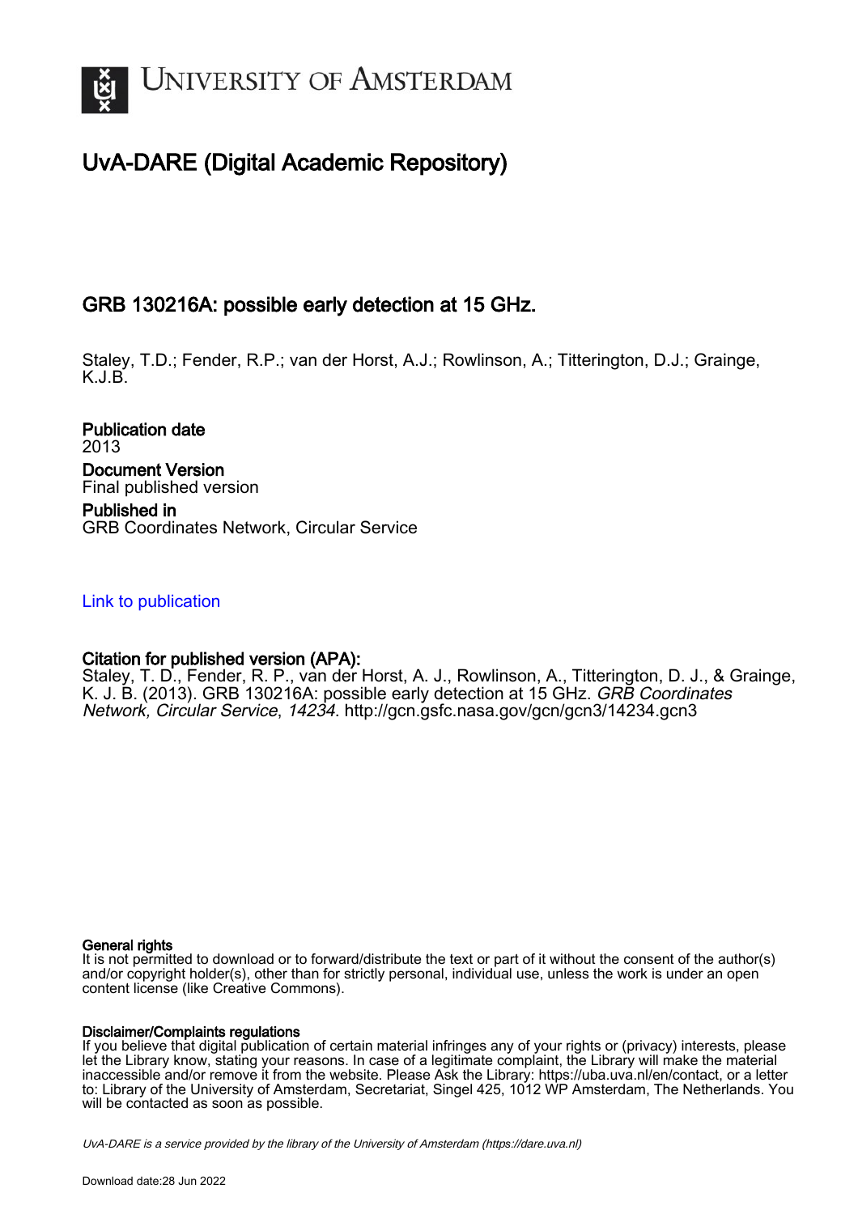# University of Amsterdam

## UvA-DARE (Digital Academic Repository)

### GRB 130216A: possible early detection at 15 GHz.

Staley, T.D.; Fender, R.P.; van der Horst, A.J.; Rowlinson, A.; Titterington, D.J.; Grainge, K.J.B.

**Publication date**
2013

**Document Version**
Final published version

**Published in**
GRB Coordinates Network, Circular Service

[Link to publication](#)

**Citation for published version (APA):**
Staley, T. D., Fender, R. P., van der Horst, A. J., Rowlinson, A., Titterington, D. J., & Grainge, K. J. B. (2013). GRB 130216A: possible early detection at 15 GHz. *GRB Coordinates Network, Circular Service*, *14234*. http://gcn.gsfc.nasa.gov/gcn/gcn3/14234.gcn3

**General rights**
It is not permitted to download or to forward/distribute the text or part of it without the consent of the author(s) and/or copyright holder(s), other than for strictly personal, individual use, unless the work is under an open content license (like Creative Commons).

**Disclaimer/Complaints regulations**
If you believe that digital publication of certain material infringes any of your rights or (privacy) interests, please let the Library know, stating your reasons. In case of a legitimate complaint, the Library will make the material inaccessible and/or remove it from the website. Please Ask the Library: https://uba.uva.nl/en/contact, or a letter to: Library of the University of Amsterdam, Secretariat, Singel 425, 1012 WP Amsterdam, The Netherlands. You will be contacted as soon as possible.

*UvA-DARE is a service provided by the library of the University of Amsterdam (https://dare.uva.nl)*

Download date:28 Jun 2022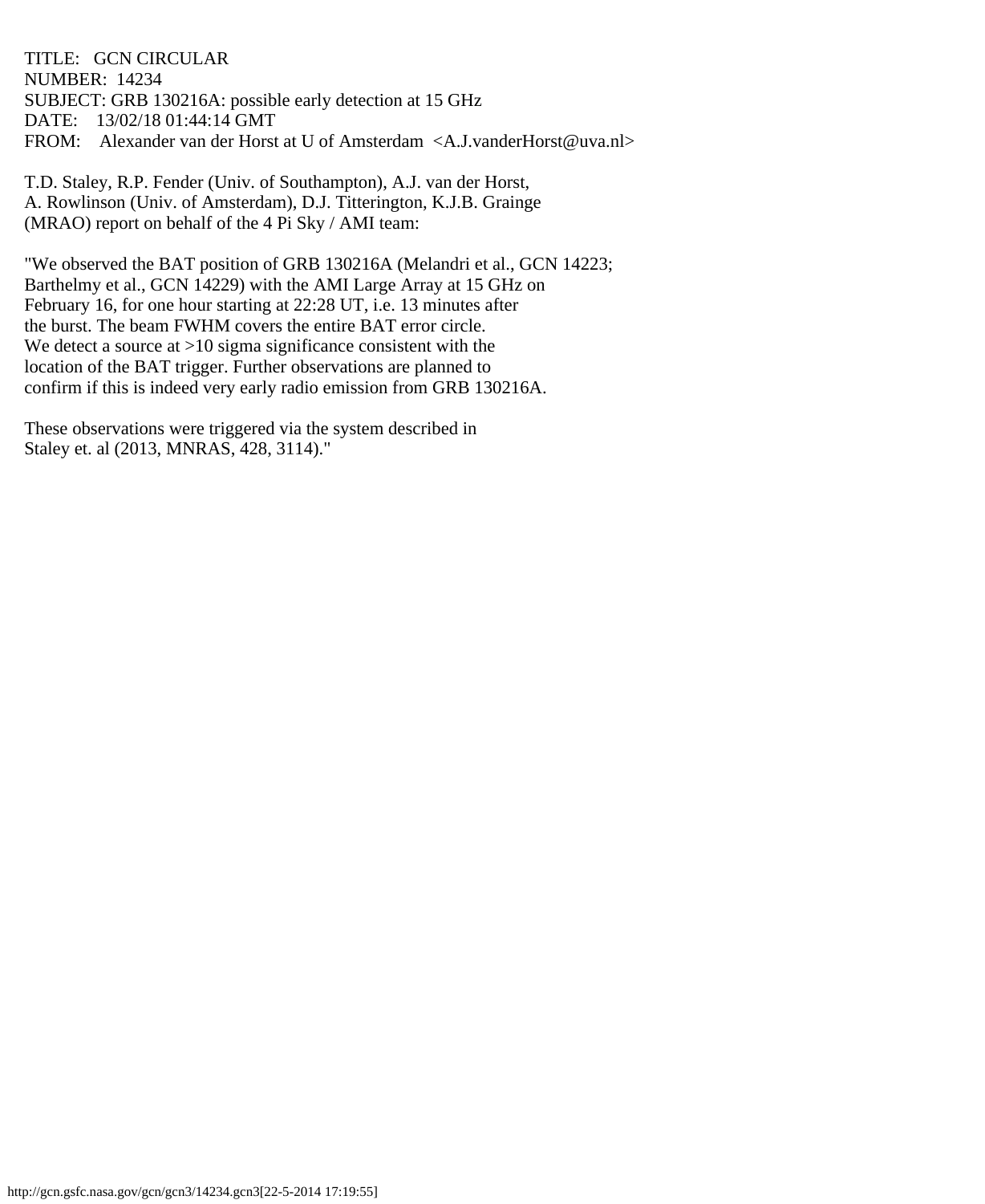TITLE: GCN CIRCULAR
NUMBER: 14234
SUBJECT: GRB 130216A: possible early detection at 15 GHz
DATE: 13/02/18 01:44:14 GMT
FROM: Alexander van der Horst at U of Amsterdam <A.J.vanderHorst@uva.nl>

T.D. Staley, R.P. Fender (Univ. of Southampton), A.J. van der Horst, A. Rowlinson (Univ. of Amsterdam), D.J. Titterington, K.J.B. Grainge (MRAO) report on behalf of the 4 Pi Sky / AMI team:

"We observed the BAT position of GRB 130216A (Melandri et al., GCN 14223; Barthelmy et al., GCN 14229) with the AMI Large Array at 15 GHz on February 16, for one hour starting at 22:28 UT, i.e. 13 minutes after the burst. The beam FWHM covers the entire BAT error circle. We detect a source at >10 sigma significance consistent with the location of the BAT trigger. Further observations are planned to confirm if this is indeed very early radio emission from GRB 130216A.

These observations were triggered via the system described in Staley et. al (2013, MNRAS, 428, 3114)."